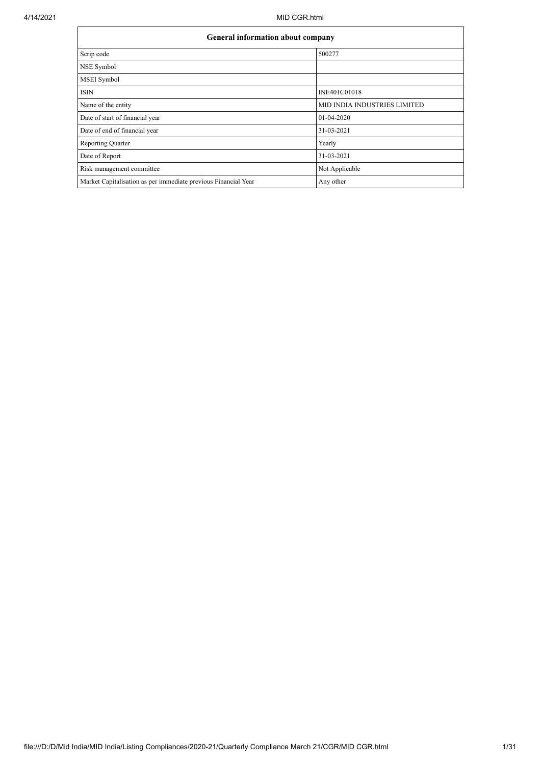| General information about company | |
|---|---|
| Scrip code | 500277 |
| NSE Symbol | |
| MSEI Symbol | |
| ISIN | INE401C01018 |
| Name of the entity | MID INDIA INDUSTRIES LIMITED |
| Date of start of financial year | 01-04-2020 |
| Date of end of financial year | 31-03-2021 |
| Reporting Quarter | Yearly |
| Date of Report | 31-03-2021 |
| Risk management committee | Not Applicable |
| Market Capitalisation as per immediate previous Financial Year | Any other |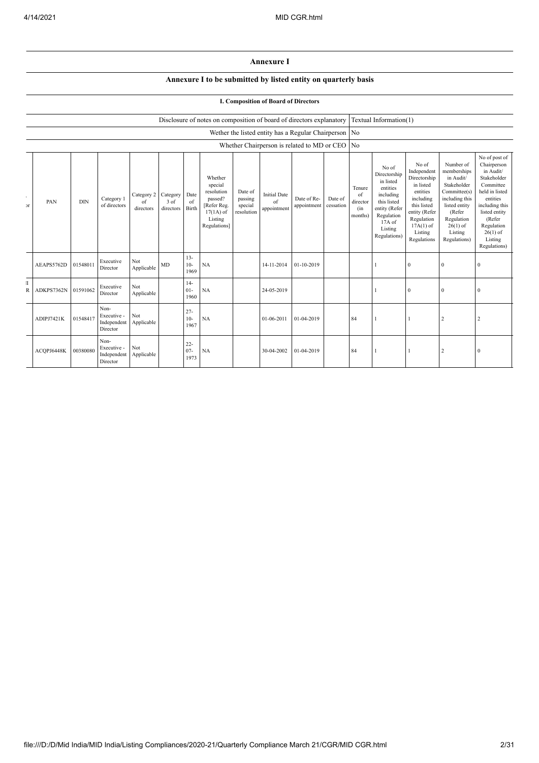# Annexure I

## Annexure I to be submitted by listed entity on quarterly basis

### I. Composition of Board of Directors

| | |
|---|---|
| Disclosure of notes on composition of board of directors explanatory | Textual Information(1) |
| Wether the listed entity has a Regular Chairperson | No |
| Whether Chairperson is related to MD or CEO | No |

| . or | PAN | DIN | Category 1 of directors | Category 2 of directors | Category 3 of directors | Date of Birth | Whether special resolution passed? [Refer Reg. 17(1A) of Listing Regulations] | Date of passing special resolution | Initial Date of appointment | Date of Re-appointment | Date of cessation | Tenure of director (in months) | No of Directorship in listed entities including this listed entity (Refer Regulation 17A of Listing Regulations) | No of Independent Directorship in listed entities including this listed entity (Refer Regulation 17A(1) of Listing Regulations | Number of memberships in Audit/ Stakeholder Committee(s) including this listed entity (Refer Regulation 26(1) of Listing Regulations) | No of post of Chairperson in Audit/ Stakeholder Committee held in listed entities including this listed entity (Refer Regulation 26(1) of Listing Regulations) |
|---|---|---|---|---|---|---|---|---|---|---|---|---|---|---|---|---|
| | AEAPS5762D | 01548011 | Executive Director | Not Applicable | MD | 13-10-1969 | NA | | 14-11-2014 | 01-10-2019 | | | 1 | 0 | 0 | 0 |
| II R | ADKPS7362N | 01591062 | Executive Director | Not Applicable | | 14-01-1960 | NA | | 24-05-2019 | | | | 1 | 0 | 0 | 0 |
| | ADIPJ7421K | 01548417 | Non-Executive - Independent Director | Not Applicable | | 27-10-1967 | NA | | 01-06-2011 | 01-04-2019 | | 84 | 1 | 1 | 2 | 2 |
| | ACQPJ6448K | 00380080 | Non-Executive - Independent Director | Not Applicable | | 22-07-1973 | NA | | 30-04-2002 | 01-04-2019 | | 84 | 1 | 1 | 2 | 0 |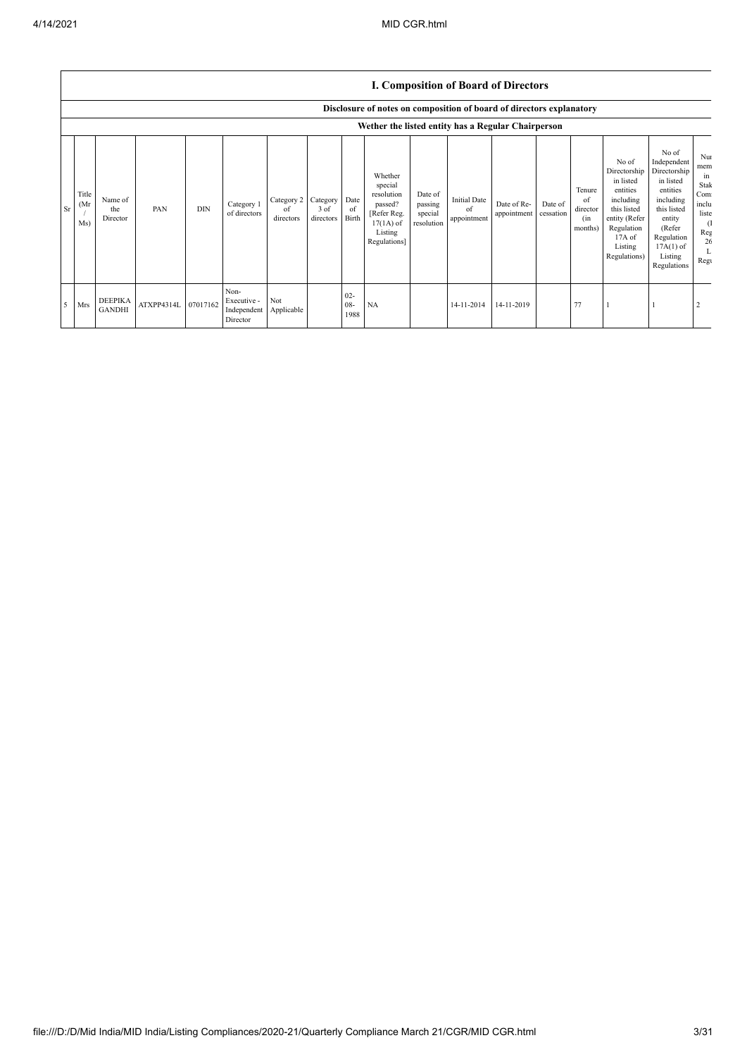## I. Composition of Board of Directors

### Disclosure of notes on composition of board of directors explanatory

### Wether the listed entity has a Regular Chairperson

| Sr | Title (Mr / Ms) | Name of the Director | PAN | DIN | Category 1 of directors | Category 2 of directors | Category 3 of directors | Date of Birth | Whether special resolution passed? [Refer Reg. 17(1A) of Listing Regulations] | Date of passing special resolution | Initial Date of appointment | Date of Re-appointment | Date of cessation | Tenure of director (in months) | No of Directorship in listed entities including this listed entity (Refer Regulation 17A of Listing Regulations) | No of Independent Directorship in listed entities including this listed entity (Refer Regulation 17A(1) of Listing Regulations | Nu mem in Stak Com inclu liste (I Reg 26 L Regu |
|---|---|---|---|---|---|---|---|---|---|---|---|---|---|---|---|---|---|
| 5 | Mrs | DEEPIKA GANDHI | ATXPP4314L | 07017162 | Non-Executive - Independent Director | Not Applicable | | 02-08-1988 | NA | | 14-11-2014 | 14-11-2019 | | 77 | 1 | 1 | 2 |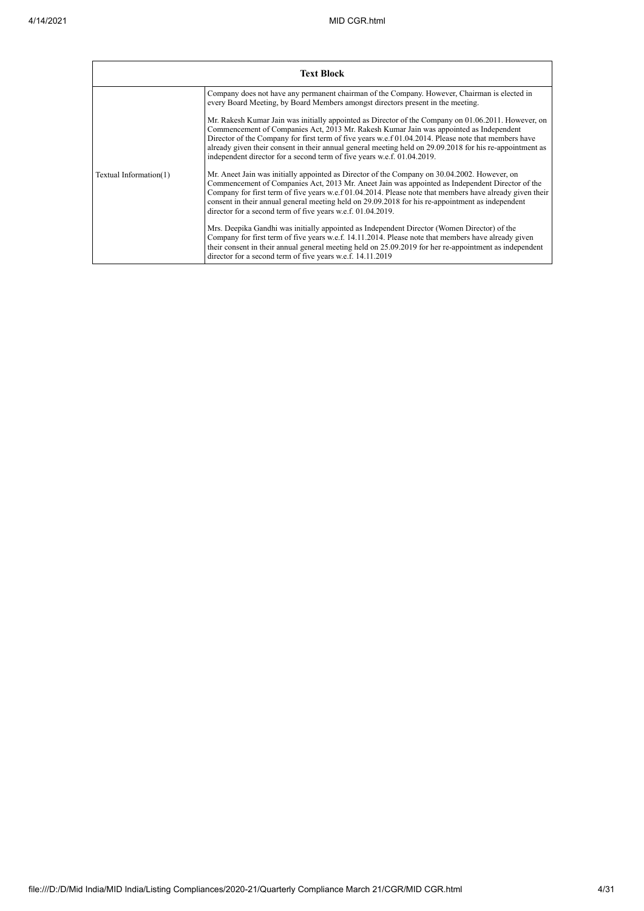| Text Block | |
|---|---|
| Textual Information(1) | Company does not have any permanent chairman of the Company. However, Chairman is elected in every Board Meeting, by Board Members amongst directors present in the meeting.<br><br>Mr. Rakesh Kumar Jain was initially appointed as Director of the Company on 01.06.2011. However, on Commencement of Companies Act, 2013 Mr. Rakesh Kumar Jain was appointed as Independent Director of the Company for first term of five years w.e.f 01.04.2014. Please note that members have already given their consent in their annual general meeting held on 29.09.2018 for his re-appointment as independent director for a second term of five years w.e.f. 01.04.2019.<br><br>Mr. Aneet Jain was initially appointed as Director of the Company on 30.04.2002. However, on Commencement of Companies Act, 2013 Mr. Aneet Jain was appointed as Independent Director of the Company for first term of five years w.e.f 01.04.2014. Please note that members have already given their consent in their annual general meeting held on 29.09.2018 for his re-appointment as independent director for a second term of five years w.e.f. 01.04.2019.<br><br>Mrs. Deepika Gandhi was initially appointed as Independent Director (Women Director) of the Company for first term of five years w.e.f. 14.11.2014. Please note that members have already given their consent in their annual general meeting held on 25.09.2019 for her re-appointment as independent director for a second term of five years w.e.f. 14.11.2019 |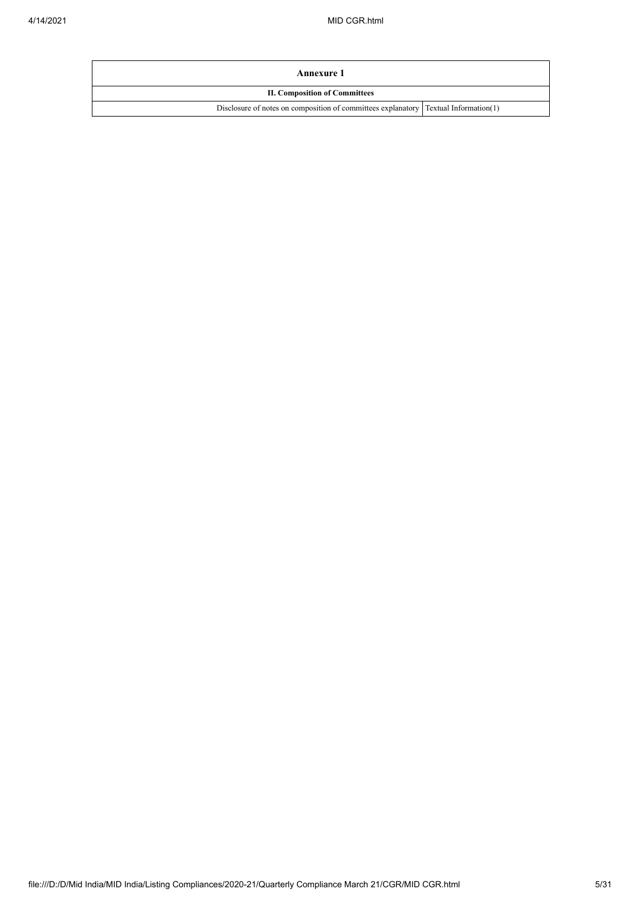| Annexure 1 | |
|---|---|
| **II. Composition of Committees** | |
| Disclosure of notes on composition of committees explanatory | Textual Information(1) |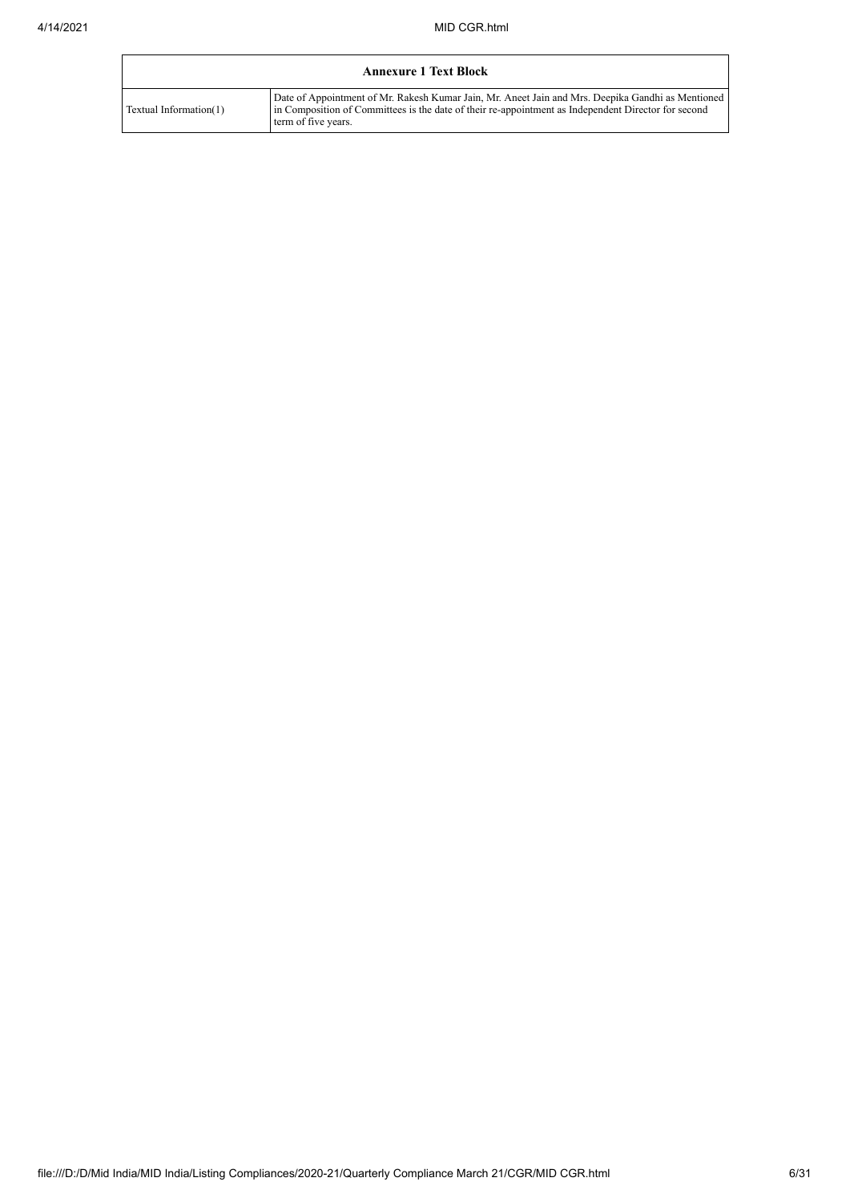| Annexure 1 Text Block | |
| --- | --- |
| Textual Information(1) | Date of Appointment of Mr. Rakesh Kumar Jain, Mr. Aneet Jain and Mrs. Deepika Gandhi as Mentioned in Composition of Committees is the date of their re-appointment as Independent Director for second term of five years. |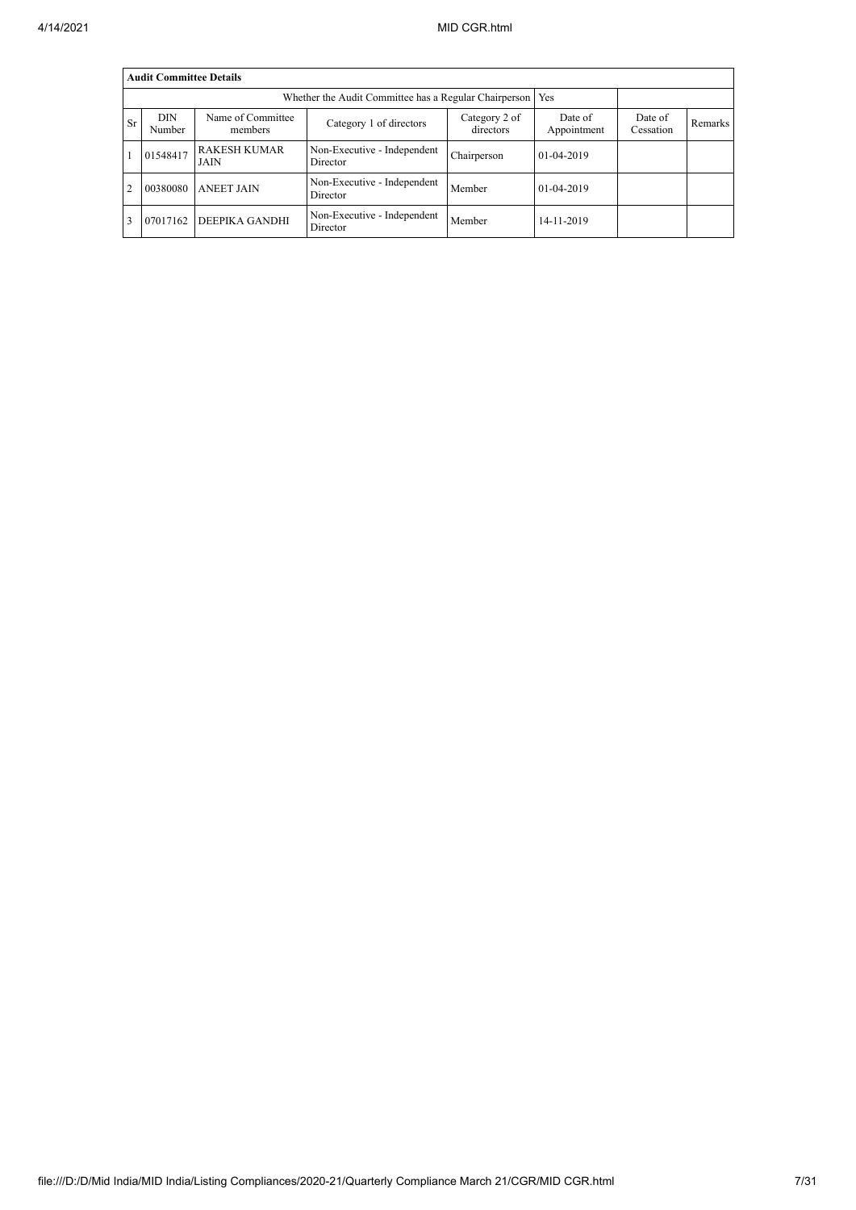| Audit Committee Details | | | | | | | |
|---|---|---|---|---|---|---|---|
| Whether the Audit Committee has a Regular Chairperson | | | | | Yes | | |
| Sr | DIN Number | Name of Committee members | Category 1 of directors | Category 2 of directors | Date of Appointment | Date of Cessation | Remarks |
| 1 | 01548417 | RAKESH KUMAR JAIN | Non-Executive - Independent Director | Chairperson | 01-04-2019 | | |
| 2 | 00380080 | ANEET JAIN | Non-Executive - Independent Director | Member | 01-04-2019 | | |
| 3 | 07017162 | DEEPIKA GANDHI | Non-Executive - Independent Director | Member | 14-11-2019 | | |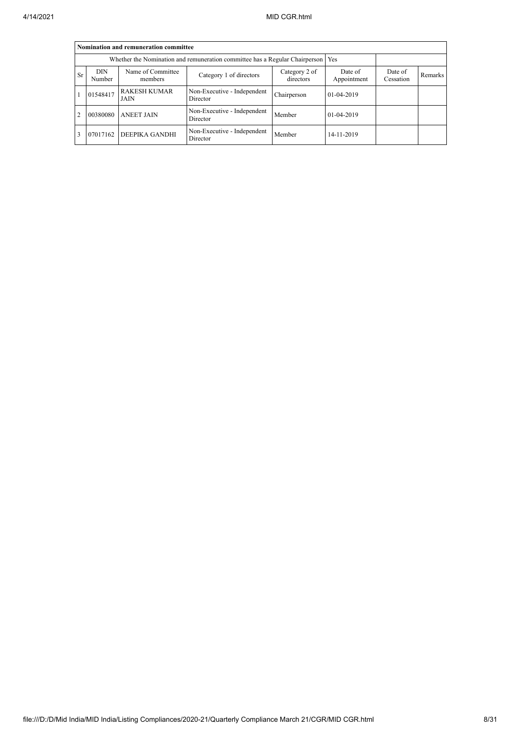| Nomination and remuneration committee | | | | | | | |
|---|---|---|---|---|---|---|---|
| Whether the Nomination and remuneration committee has a Regular Chairperson | | | | | Yes | | |
| Sr | DIN Number | Name of Committee members | Category 1 of directors | Category 2 of directors | Date of Appointment | Date of Cessation | Remarks |
| 1 | 01548417 | RAKESH KUMAR JAIN | Non-Executive - Independent Director | Chairperson | 01-04-2019 | | |
| 2 | 00380080 | ANEET JAIN | Non-Executive - Independent Director | Member | 01-04-2019 | | |
| 3 | 07017162 | DEEPIKA GANDHI | Non-Executive - Independent Director | Member | 14-11-2019 | | |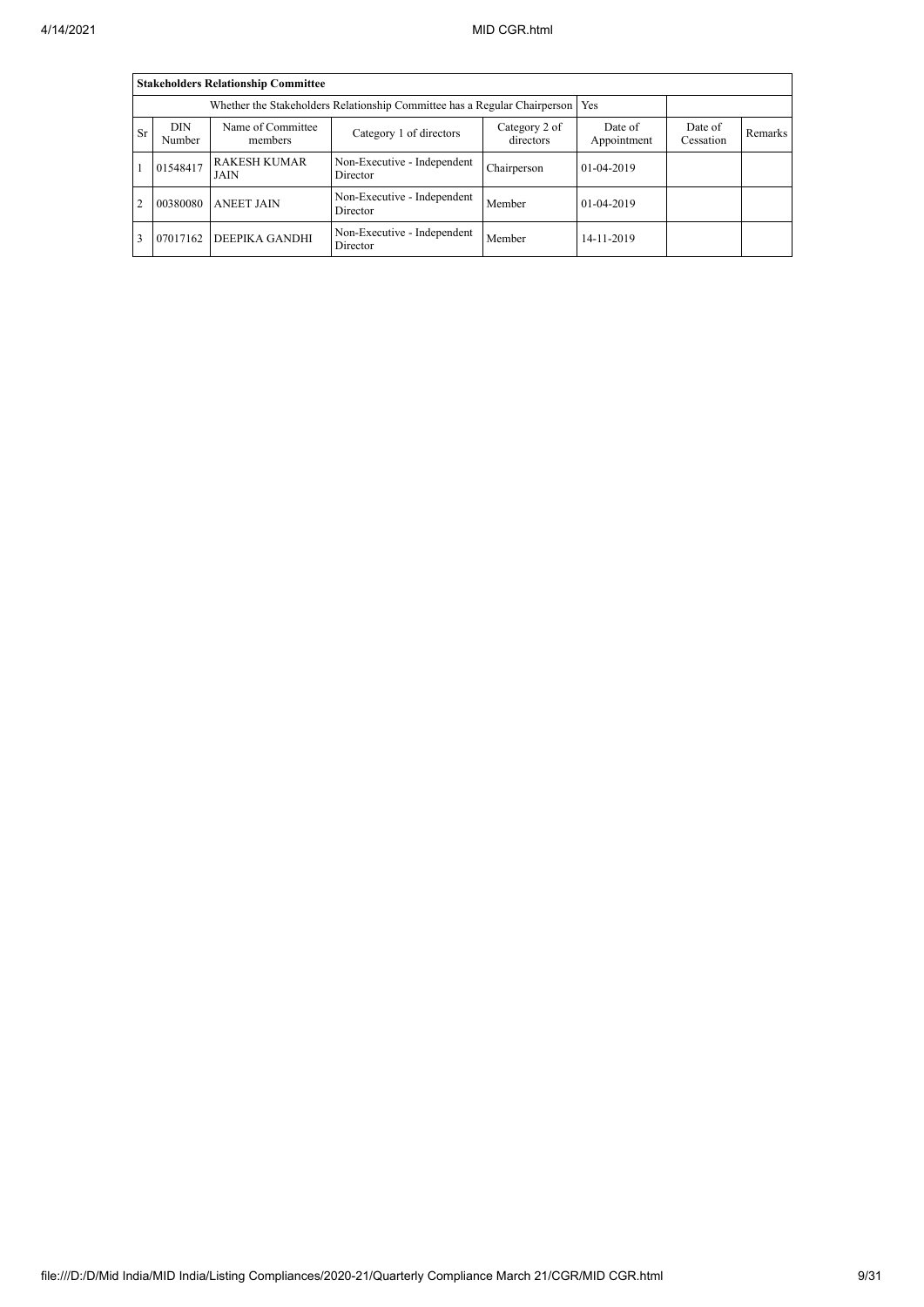| Stakeholders Relationship Committee | | | | | | | |
|---|---|---|---|---|---|---|---|
| Whether the Stakeholders Relationship Committee has a Regular Chairperson | | | | | Yes | | |
| Sr | DIN Number | Name of Committee members | Category 1 of directors | Category 2 of directors | Date of Appointment | Date of Cessation | Remarks |
| 1 | 01548417 | RAKESH KUMAR JAIN | Non-Executive - Independent Director | Chairperson | 01-04-2019 | | |
| 2 | 00380080 | ANEET JAIN | Non-Executive - Independent Director | Member | 01-04-2019 | | |
| 3 | 07017162 | DEEPIKA GANDHI | Non-Executive - Independent Director | Member | 14-11-2019 | | |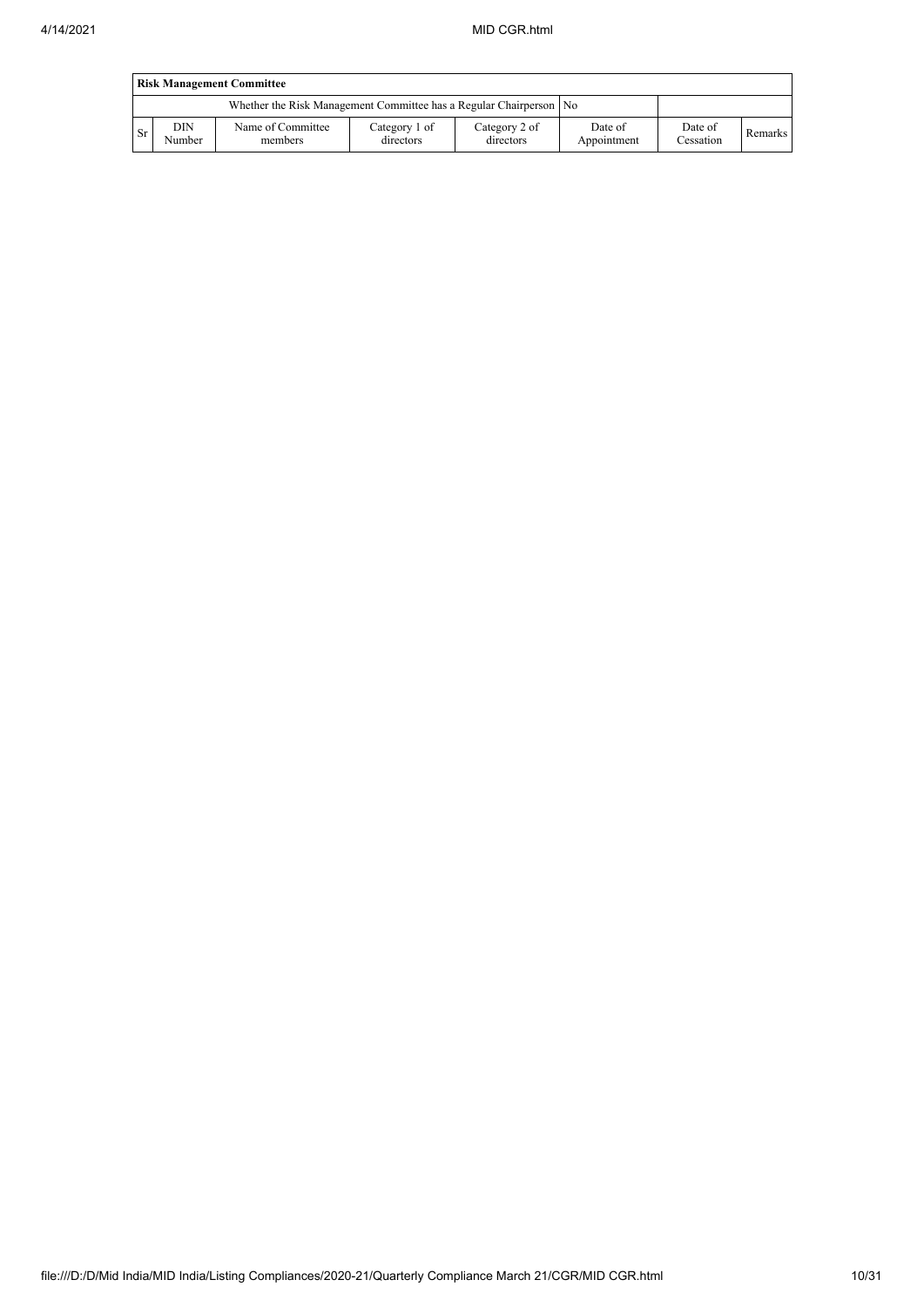| Risk Management Committee | | | | | | | |
|---|---|---|---|---|---|---|---|
| Whether the Risk Management Committee has a Regular Chairperson | | | | | No | | |
| Sr | DIN Number | Name of Committee members | Category 1 of directors | Category 2 of directors | Date of Appointment | Date of Cessation | Remarks |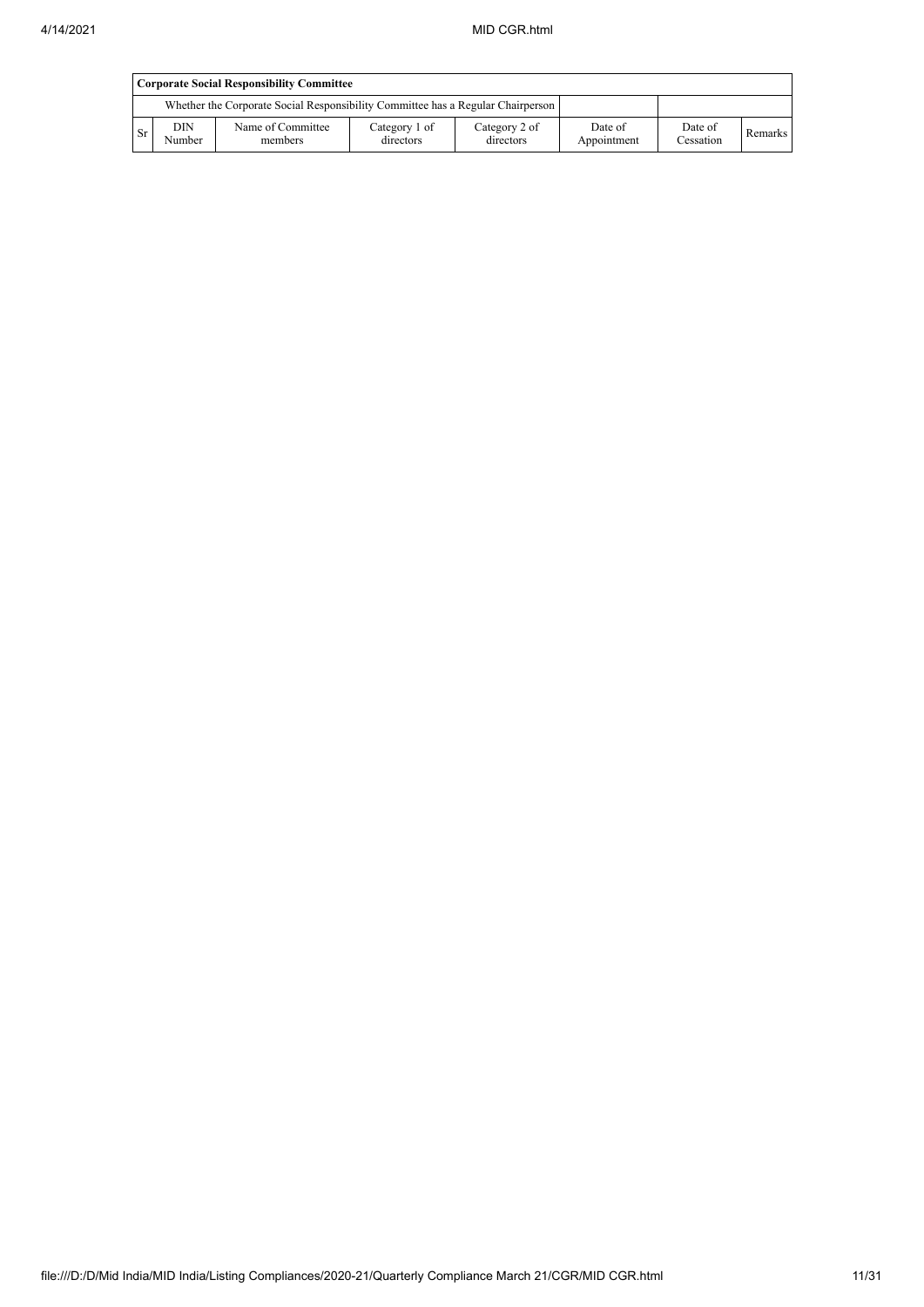| **Corporate Social Responsibility Committee** | | | | | | | |
|---|---|---|---|---|---|---|---|
| Whether the Corporate Social Responsibility Committee has a Regular Chairperson | | | | | | | |
| Sr | DIN Number | Name of Committee members | Category 1 of directors | Category 2 of directors | Date of Appointment | Date of Cessation | Remarks |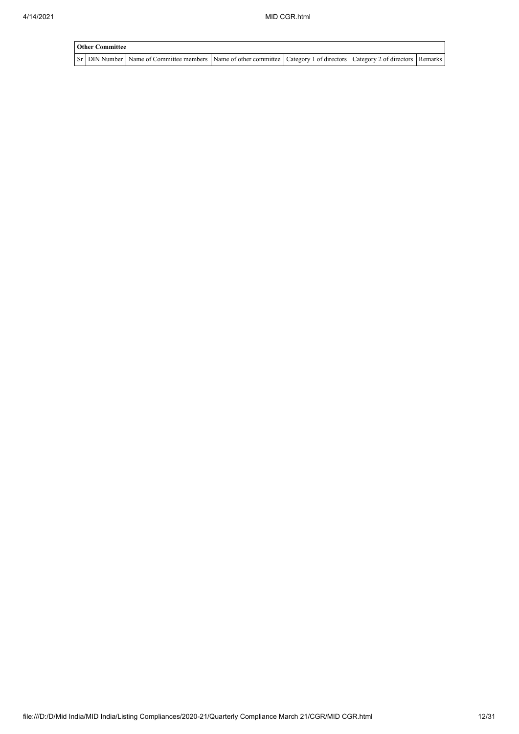| Other Committee | | | | | | |
|---|---|---|---|---|---|---|
| Sr | DIN Number | Name of Committee members | Name of other committee | Category 1 of directors | Category 2 of directors | Remarks |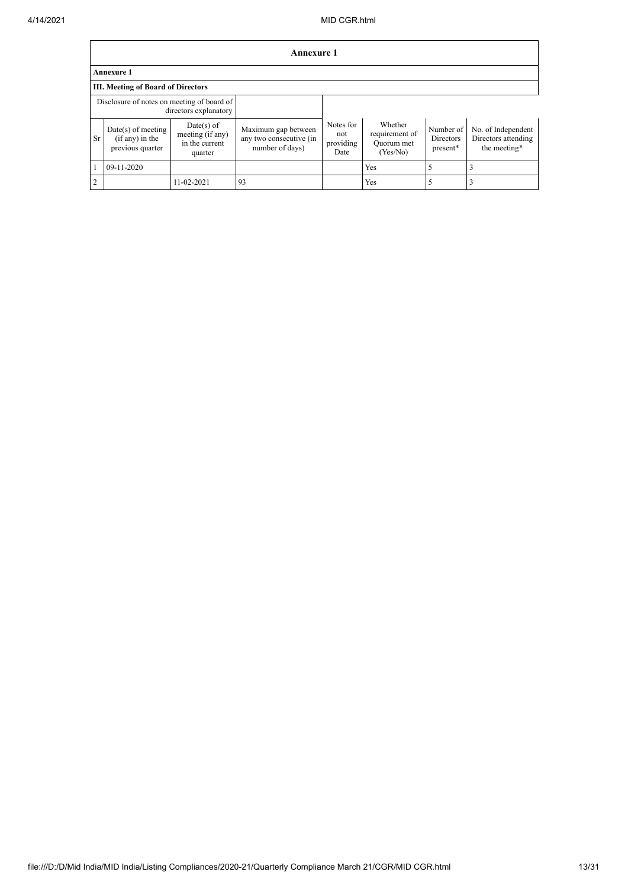| Annexure 1 | | | | | | | |
|---|---|---|---|---|---|---|---|
| **Annexure 1** | | | | | | | |
| **III. Meeting of Board of Directors** | | | | | | | |
| Disclosure of notes on meeting of board of directors explanatory | | | | | | | |
| Sr | Date(s) of meeting (if any) in the previous quarter | Date(s) of meeting (if any) in the current quarter | Maximum gap between any two consecutive (in number of days) | Notes for not providing Date | Whether requirement of Quorum met (Yes/No) | Number of Directors present* | No. of Independent Directors attending the meeting* |
| 1 | 09-11-2020 | | | | Yes | 5 | 3 |
| 2 | | 11-02-2021 | 93 | | Yes | 5 | 3 |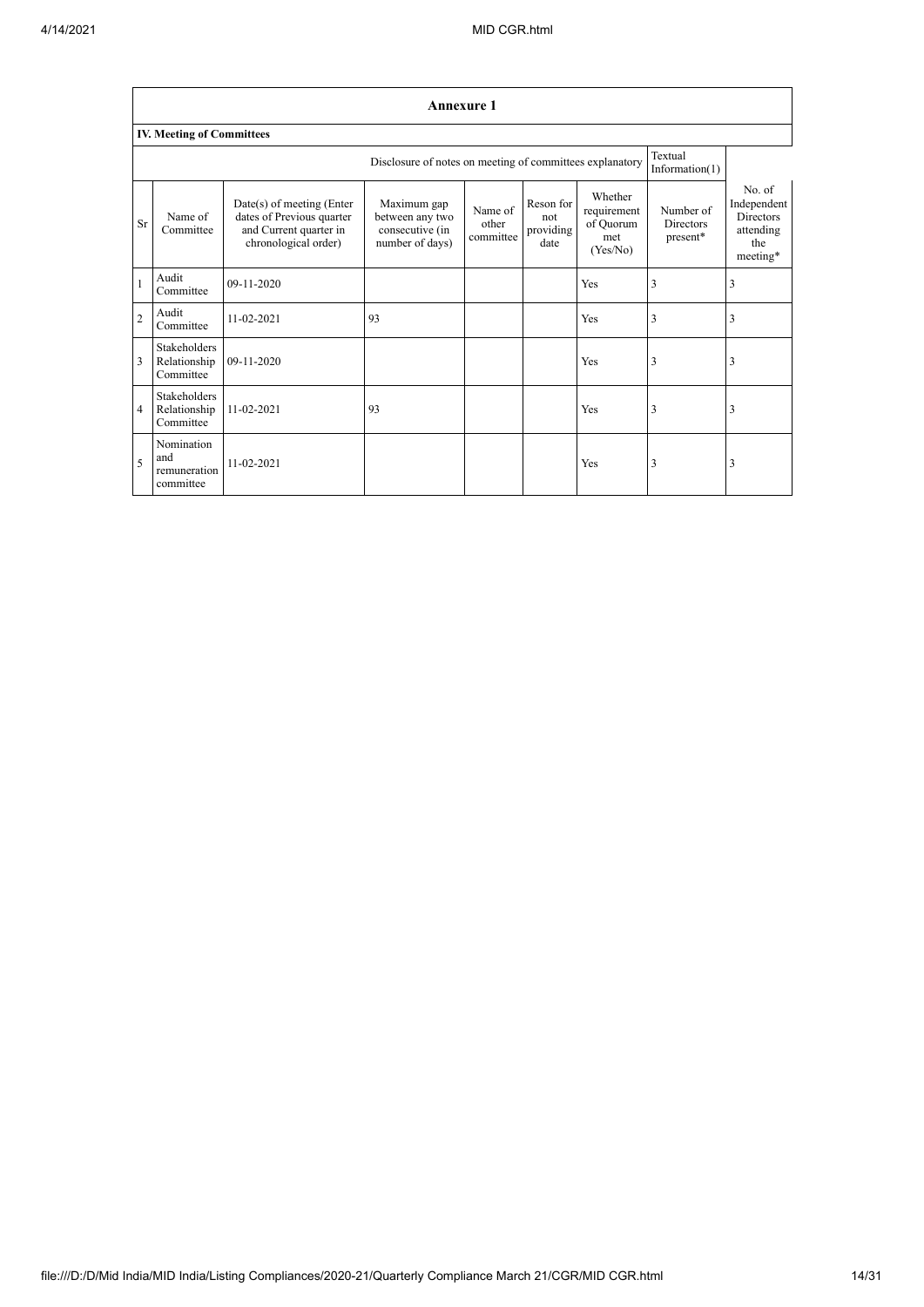| Annexure 1 | | | | | | | | | |
|---|---|---|---|---|---|---|---|---|---|
| **IV. Meeting of Committees** | | | | | | | | | |
| Disclosure of notes on meeting of committees explanatory | | | | | | | Textual Information(1) | | |
| Sr | Name of Committee | Date(s) of meeting (Enter dates of Previous quarter and Current quarter in chronological order) | Maximum gap between any two consecutive (in number of days) | Name of other committee | Reson for not providing date | Whether requirement of Quorum met (Yes/No) | Number of Directors present* | No. of Independent Directors attending the meeting* |
| 1 | Audit Committee | 09-11-2020 | | | | Yes | 3 | 3 |
| 2 | Audit Committee | 11-02-2021 | 93 | | | Yes | 3 | 3 |
| 3 | Stakeholders Relationship Committee | 09-11-2020 | | | | Yes | 3 | 3 |
| 4 | Stakeholders Relationship Committee | 11-02-2021 | 93 | | | Yes | 3 | 3 |
| 5 | Nomination and remuneration committee | 11-02-2021 | | | | Yes | 3 | 3 |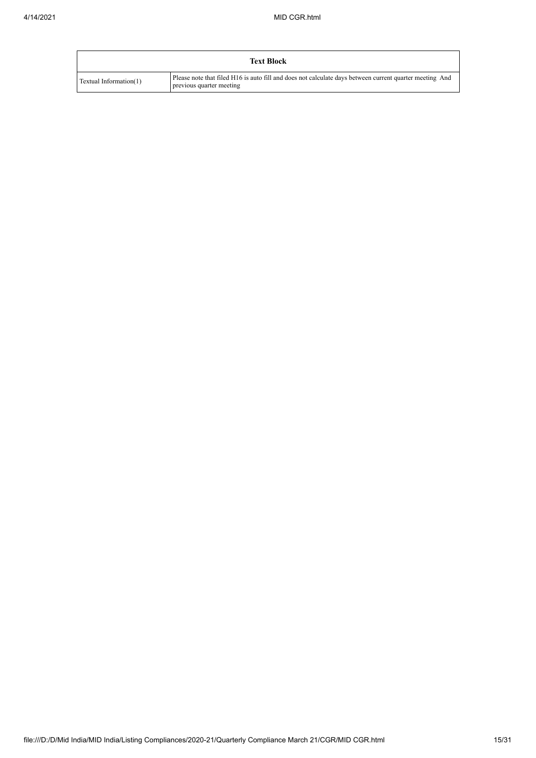| Text Block | |
|---|---|
| Textual Information(1) | Please note that filed H16 is auto fill and does not calculate days between current quarter meeting And previous quarter meeting |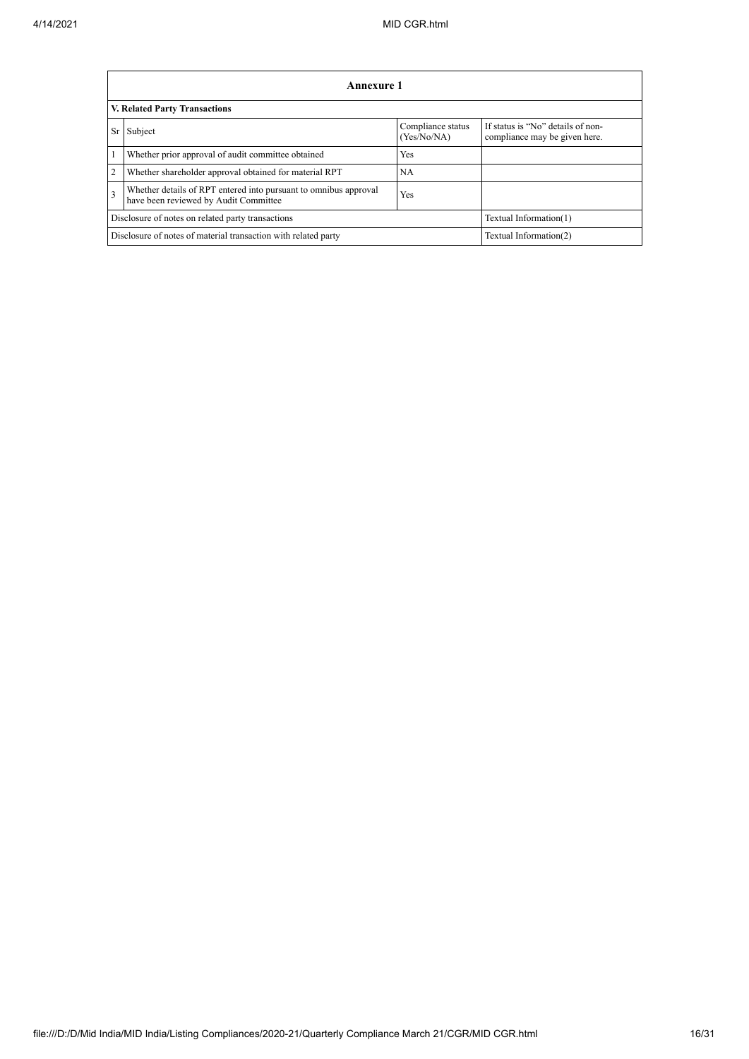| Annexure 1 | | | |
|---|---|---|---|
| **V. Related Party Transactions** | | | |
| Sr | Subject | Compliance status (Yes/No/NA) | If status is "No" details of non-compliance may be given here. |
| 1 | Whether prior approval of audit committee obtained | Yes | |
| 2 | Whether shareholder approval obtained for material RPT | NA | |
| 3 | Whether details of RPT entered into pursuant to omnibus approval have been reviewed by Audit Committee | Yes | |
| Disclosure of notes on related party transactions | | | Textual Information(1) |
| Disclosure of notes of material transaction with related party | | | Textual Information(2) |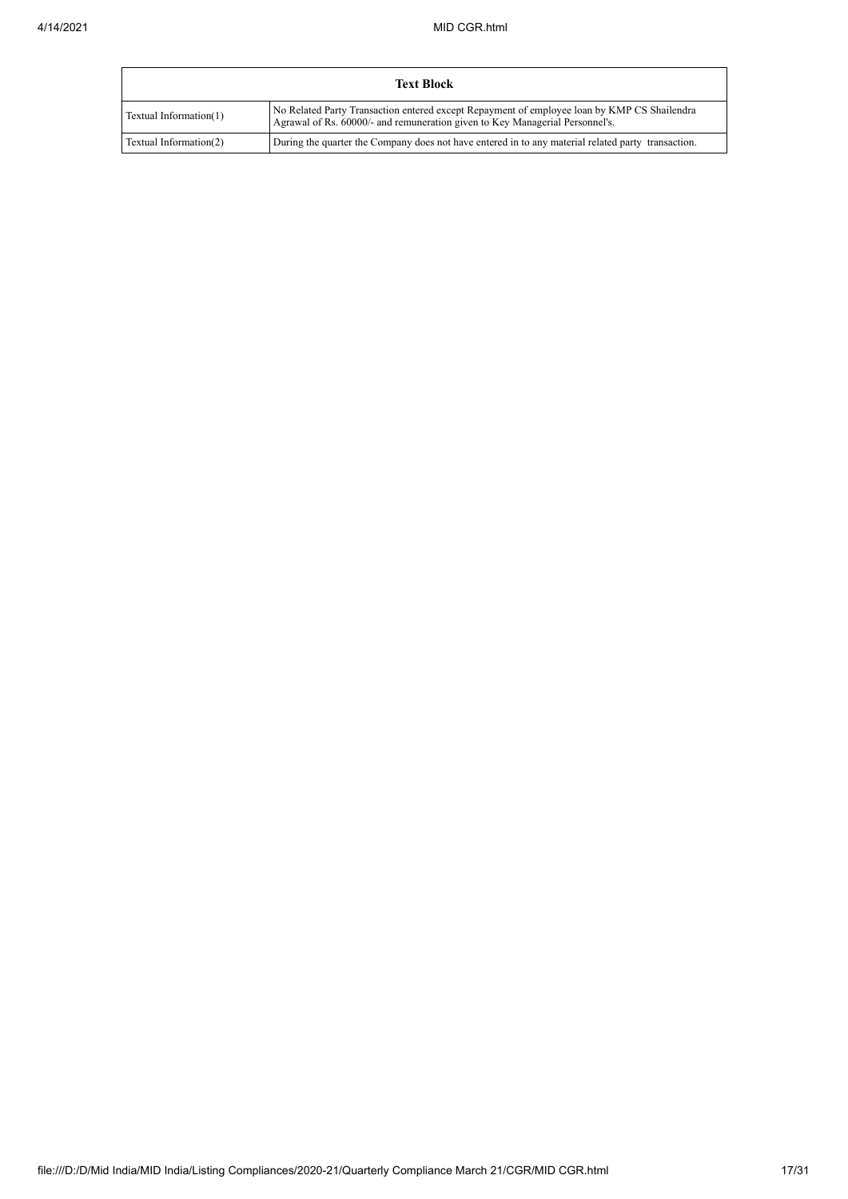| Text Block | |
|---|---|
| Textual Information(1) | No Related Party Transaction entered except Repayment of employee loan by KMP CS Shailendra Agrawal of Rs. 60000/- and remuneration given to Key Managerial Personnel's. |
| Textual Information(2) | During the quarter the Company does not have entered in to any material related party transaction. |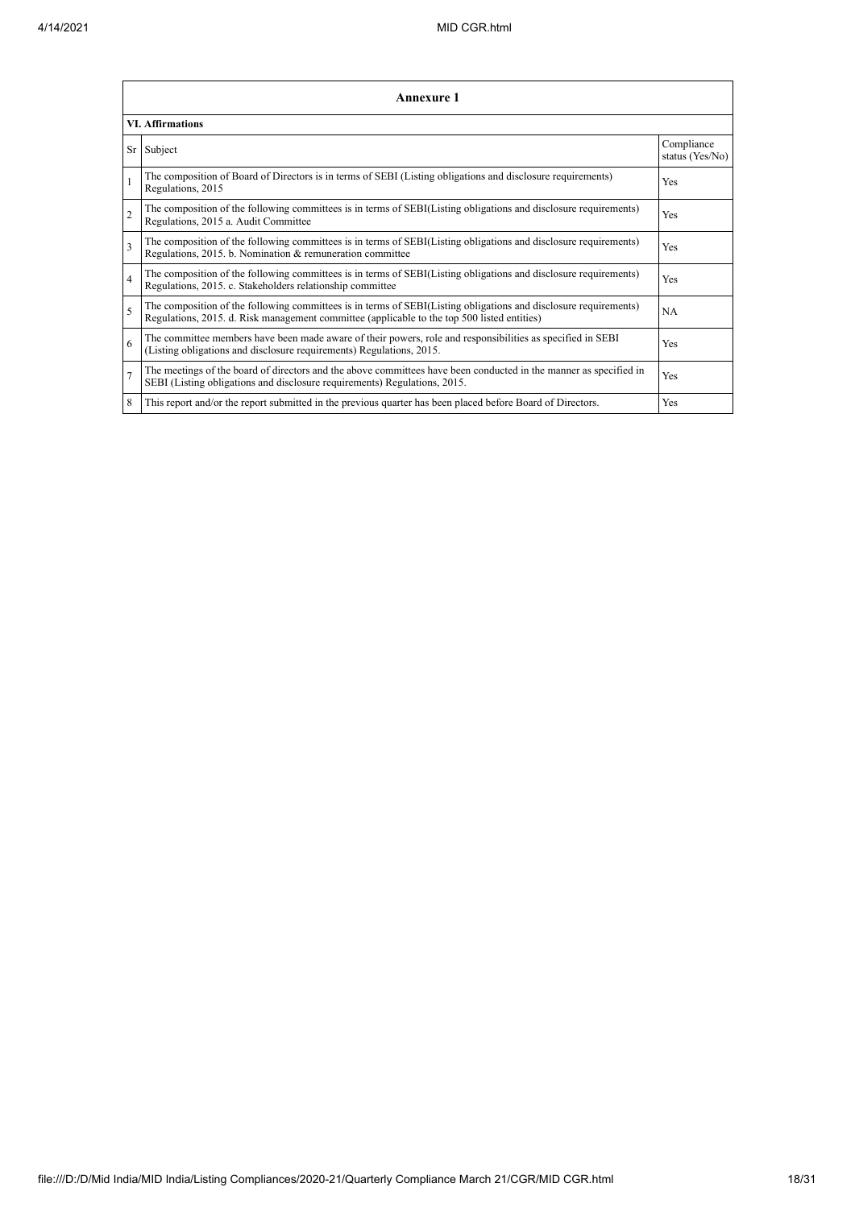| Annexure 1 | | |
|---|---|---|
| **VI. Affirmations** | | |
| Sr | Subject | Compliance status (Yes/No) |
| 1 | The composition of Board of Directors is in terms of SEBI (Listing obligations and disclosure requirements) Regulations, 2015 | Yes |
| 2 | The composition of the following committees is in terms of SEBI(Listing obligations and disclosure requirements) Regulations, 2015 a. Audit Committee | Yes |
| 3 | The composition of the following committees is in terms of SEBI(Listing obligations and disclosure requirements) Regulations, 2015. b. Nomination & remuneration committee | Yes |
| 4 | The composition of the following committees is in terms of SEBI(Listing obligations and disclosure requirements) Regulations, 2015. c. Stakeholders relationship committee | Yes |
| 5 | The composition of the following committees is in terms of SEBI(Listing obligations and disclosure requirements) Regulations, 2015. d. Risk management committee (applicable to the top 500 listed entities) | NA |
| 6 | The committee members have been made aware of their powers, role and responsibilities as specified in SEBI (Listing obligations and disclosure requirements) Regulations, 2015. | Yes |
| 7 | The meetings of the board of directors and the above committees have been conducted in the manner as specified in SEBI (Listing obligations and disclosure requirements) Regulations, 2015. | Yes |
| 8 | This report and/or the report submitted in the previous quarter has been placed before Board of Directors. | Yes |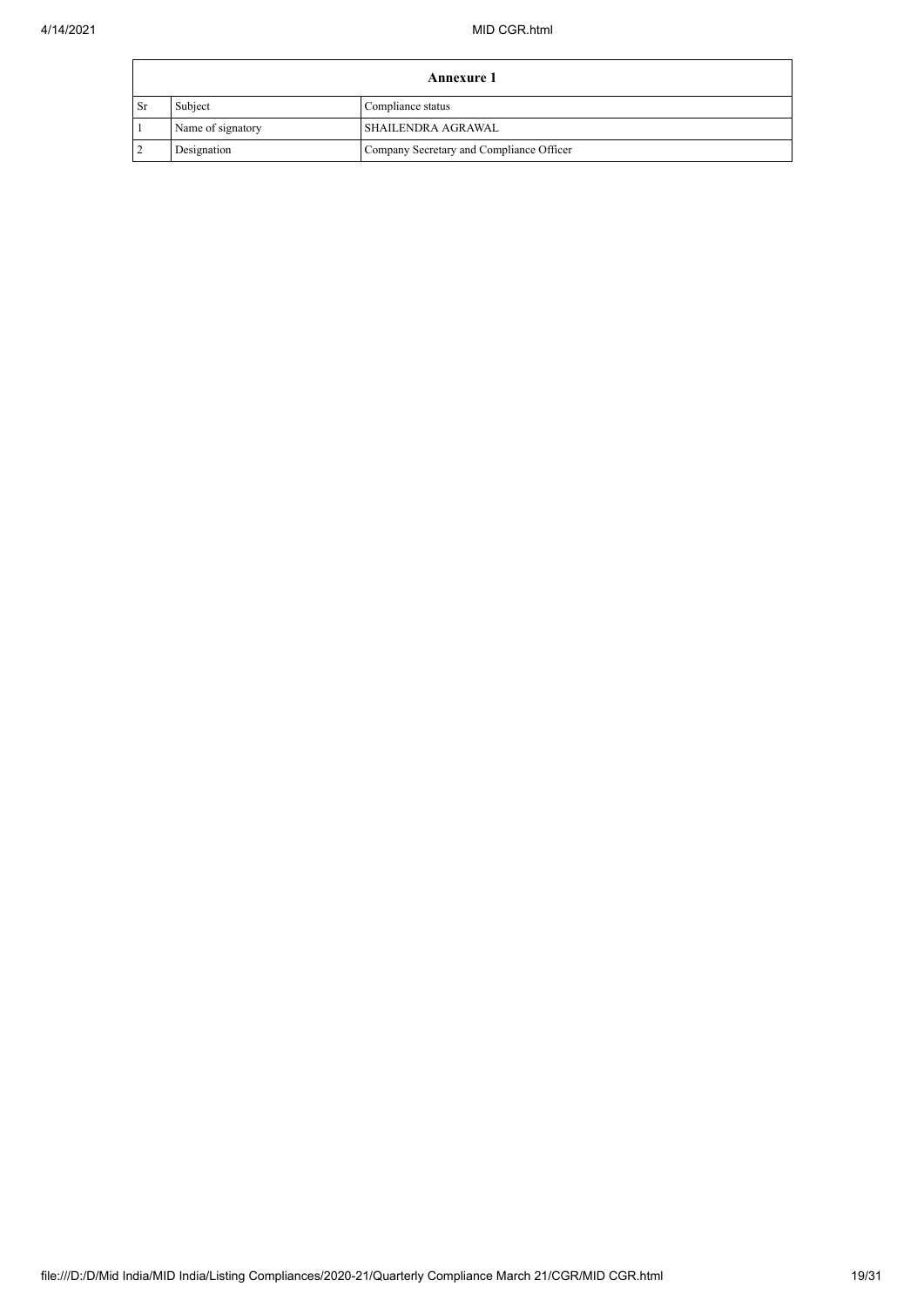| Annexure 1 | | |
|---|---|---|
| Sr | Subject | Compliance status |
| 1 | Name of signatory | SHAILENDRA AGRAWAL |
| 2 | Designation | Company Secretary and Compliance Officer |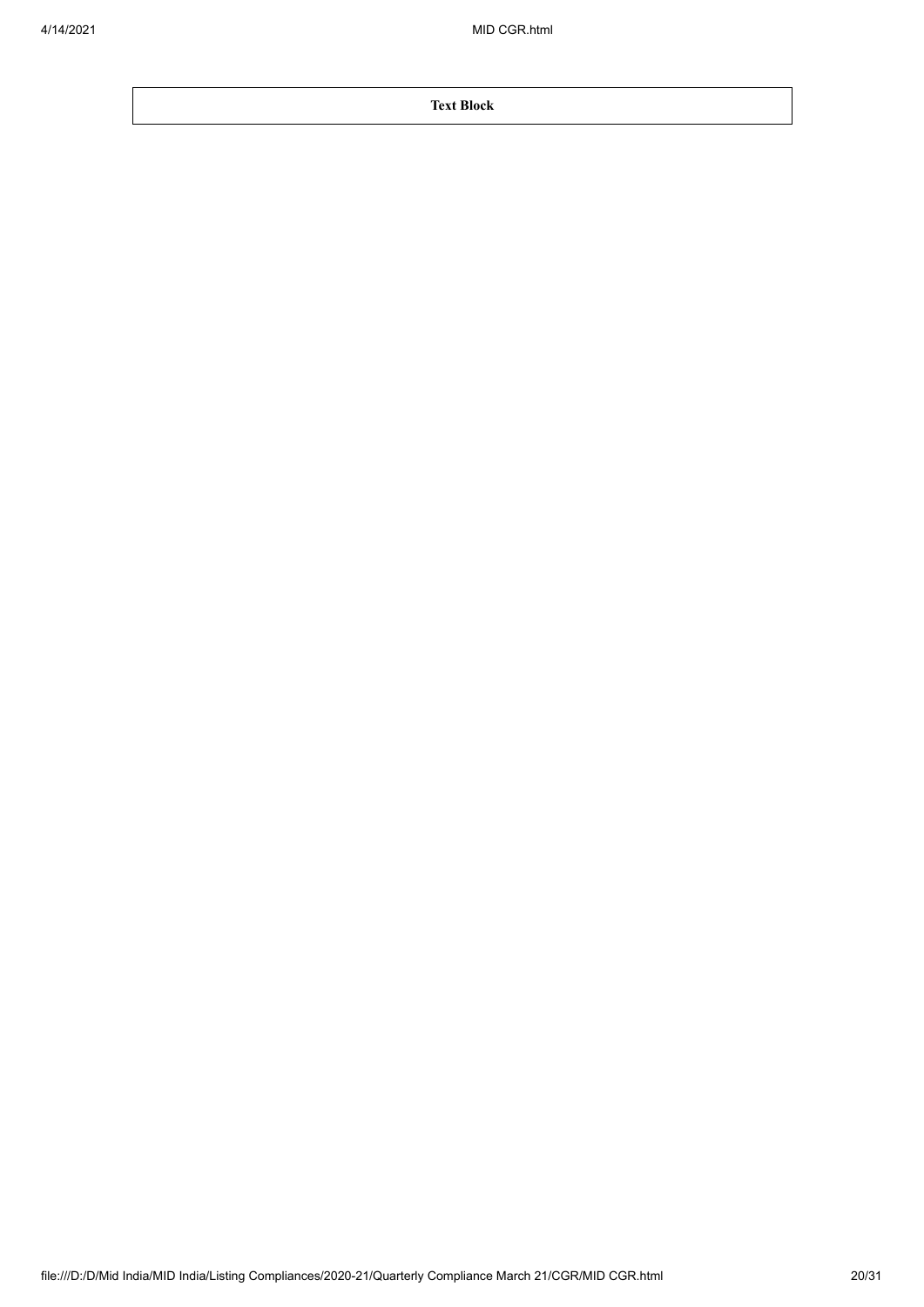| Text Block |
| --- |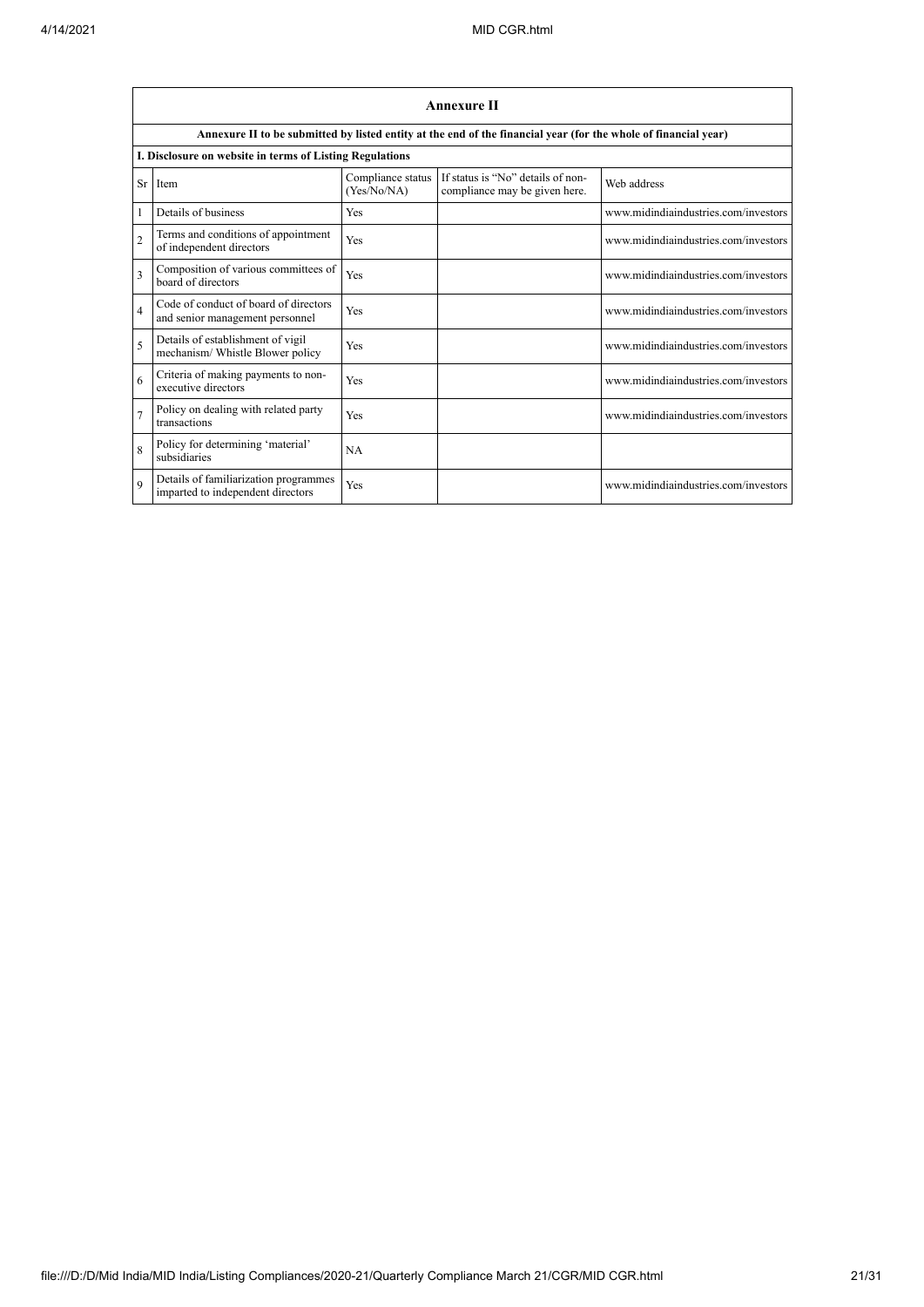# Annexure II

**Annexure II to be submitted by listed entity at the end of the financial year (for the whole of financial year)**

**I. Disclosure on website in terms of Listing Regulations**

| Sr | Item | Compliance status (Yes/No/NA) | If status is "No" details of non-compliance may be given here. | Web address |
|---|---|---|---|---|
| 1 | Details of business | Yes | | www.midindiaindustries.com/investors |
| 2 | Terms and conditions of appointment of independent directors | Yes | | www.midindiaindustries.com/investors |
| 3 | Composition of various committees of board of directors | Yes | | www.midindiaindustries.com/investors |
| 4 | Code of conduct of board of directors and senior management personnel | Yes | | www.midindiaindustries.com/investors |
| 5 | Details of establishment of vigil mechanism/ Whistle Blower policy | Yes | | www.midindiaindustries.com/investors |
| 6 | Criteria of making payments to non-executive directors | Yes | | www.midindiaindustries.com/investors |
| 7 | Policy on dealing with related party transactions | Yes | | www.midindiaindustries.com/investors |
| 8 | Policy for determining 'material' subsidiaries | NA | | |
| 9 | Details of familiarization programmes imparted to independent directors | Yes | | www.midindiaindustries.com/investors |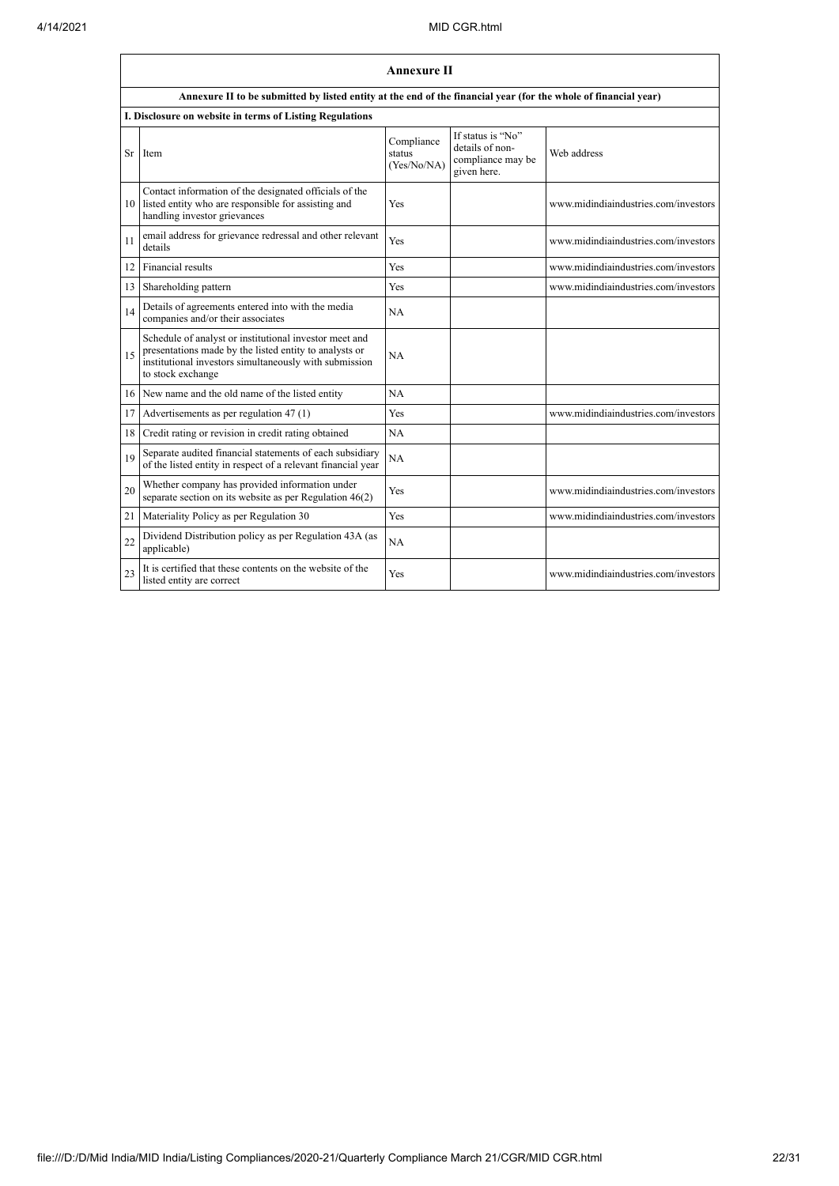## Annexure II

**Annexure II to be submitted by listed entity at the end of the financial year (for the whole of financial year)**

**I. Disclosure on website in terms of Listing Regulations**

| Sr | Item | Compliance status (Yes/No/NA) | If status is "No" details of non-compliance may be given here. | Web address |
|---|---|---|---|---|
| 10 | Contact information of the designated officials of the listed entity who are responsible for assisting and handling investor grievances | Yes | | www.midindiaindustries.com/investors |
| 11 | email address for grievance redressal and other relevant details | Yes | | www.midindiaindustries.com/investors |
| 12 | Financial results | Yes | | www.midindiaindustries.com/investors |
| 13 | Shareholding pattern | Yes | | www.midindiaindustries.com/investors |
| 14 | Details of agreements entered into with the media companies and/or their associates | NA | | |
| 15 | Schedule of analyst or institutional investor meet and presentations made by the listed entity to analysts or institutional investors simultaneously with submission to stock exchange | NA | | |
| 16 | New name and the old name of the listed entity | NA | | |
| 17 | Advertisements as per regulation 47 (1) | Yes | | www.midindiaindustries.com/investors |
| 18 | Credit rating or revision in credit rating obtained | NA | | |
| 19 | Separate audited financial statements of each subsidiary of the listed entity in respect of a relevant financial year | NA | | |
| 20 | Whether company has provided information under separate section on its website as per Regulation 46(2) | Yes | | www.midindiaindustries.com/investors |
| 21 | Materiality Policy as per Regulation 30 | Yes | | www.midindiaindustries.com/investors |
| 22 | Dividend Distribution policy as per Regulation 43A (as applicable) | NA | | |
| 23 | It is certified that these contents on the website of the listed entity are correct | Yes | | www.midindiaindustries.com/investors |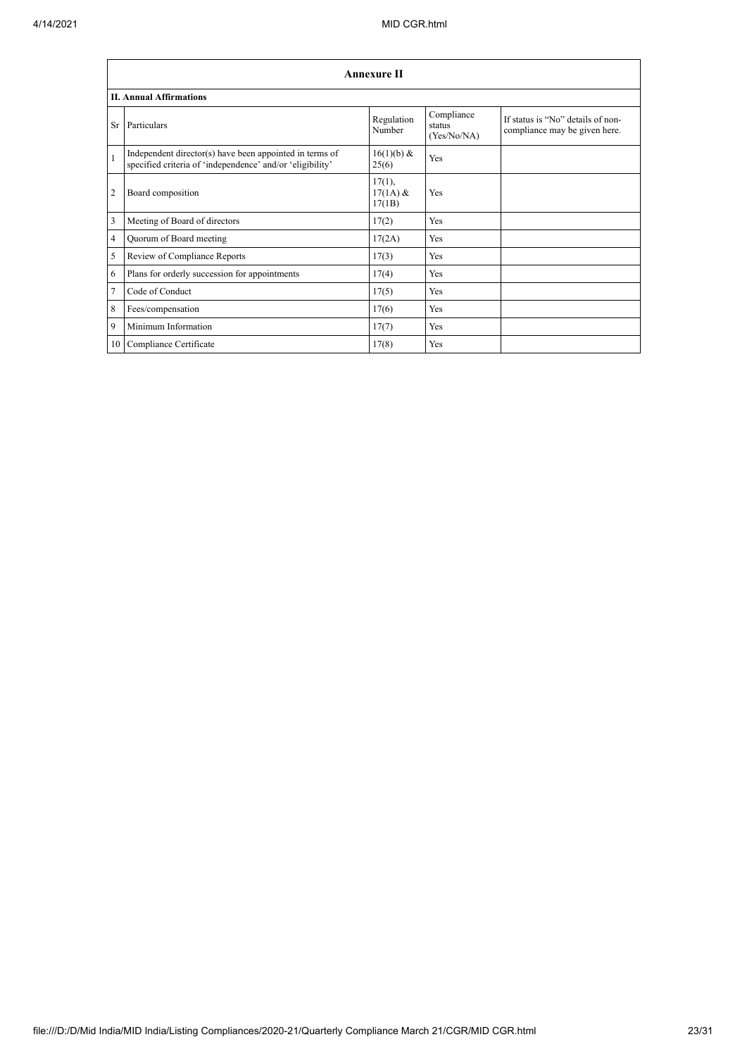## Annexure II

### II. Annual Affirmations

| Sr | Particulars | Regulation Number | Compliance status (Yes/No/NA) | If status is "No" details of non-compliance may be given here. |
|---|---|---|---|---|
| 1 | Independent director(s) have been appointed in terms of specified criteria of 'independence' and/or 'eligibility' | 16(1)(b) & 25(6) | Yes | |
| 2 | Board composition | 17(1), 17(1A) & 17(1B) | Yes | |
| 3 | Meeting of Board of directors | 17(2) | Yes | |
| 4 | Quorum of Board meeting | 17(2A) | Yes | |
| 5 | Review of Compliance Reports | 17(3) | Yes | |
| 6 | Plans for orderly succession for appointments | 17(4) | Yes | |
| 7 | Code of Conduct | 17(5) | Yes | |
| 8 | Fees/compensation | 17(6) | Yes | |
| 9 | Minimum Information | 17(7) | Yes | |
| 10 | Compliance Certificate | 17(8) | Yes | |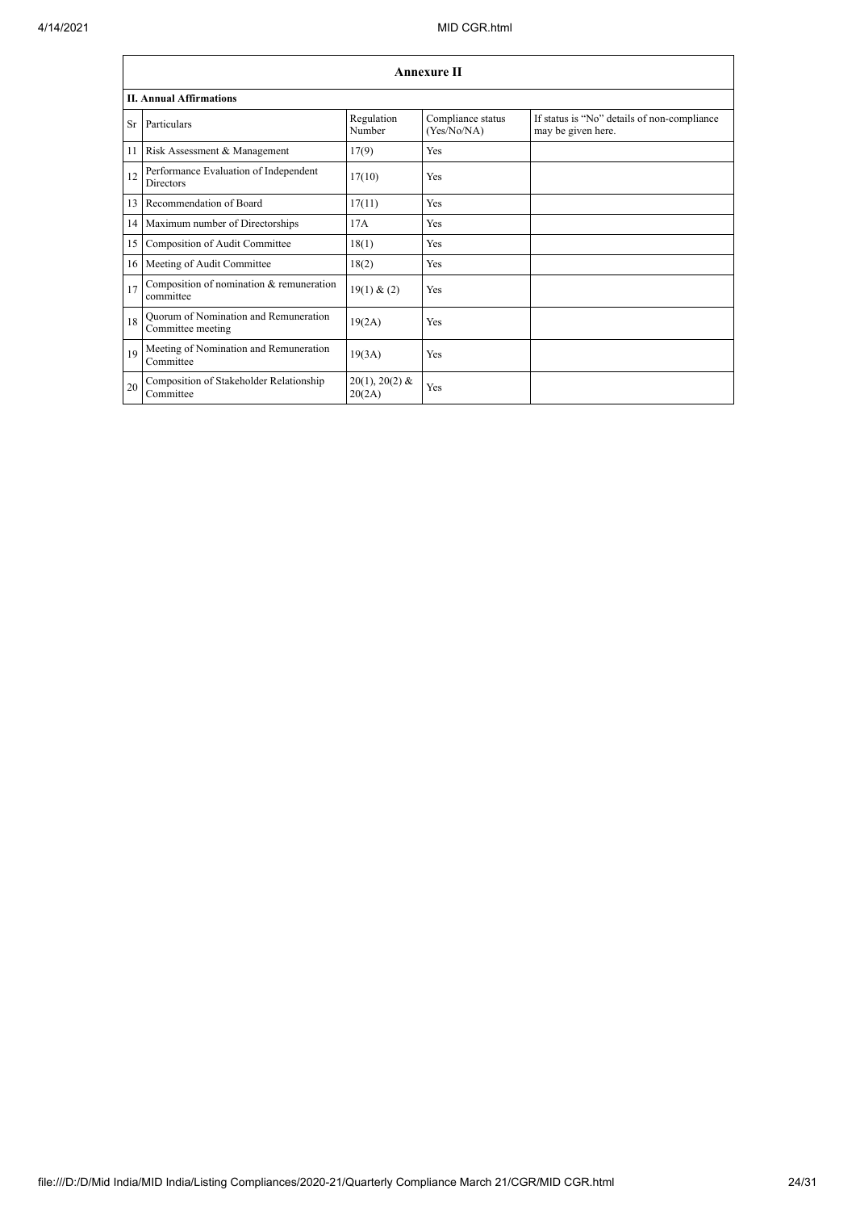## Annexure II

### II. Annual Affirmations

| Sr | Particulars | Regulation Number | Compliance status (Yes/No/NA) | If status is "No" details of non-compliance may be given here. |
|---|---|---|---|---|
| 11 | Risk Assessment & Management | 17(9) | Yes | |
| 12 | Performance Evaluation of Independent Directors | 17(10) | Yes | |
| 13 | Recommendation of Board | 17(11) | Yes | |
| 14 | Maximum number of Directorships | 17A | Yes | |
| 15 | Composition of Audit Committee | 18(1) | Yes | |
| 16 | Meeting of Audit Committee | 18(2) | Yes | |
| 17 | Composition of nomination & remuneration committee | 19(1) & (2) | Yes | |
| 18 | Quorum of Nomination and Remuneration Committee meeting | 19(2A) | Yes | |
| 19 | Meeting of Nomination and Remuneration Committee | 19(3A) | Yes | |
| 20 | Composition of Stakeholder Relationship Committee | 20(1), 20(2) & 20(2A) | Yes | |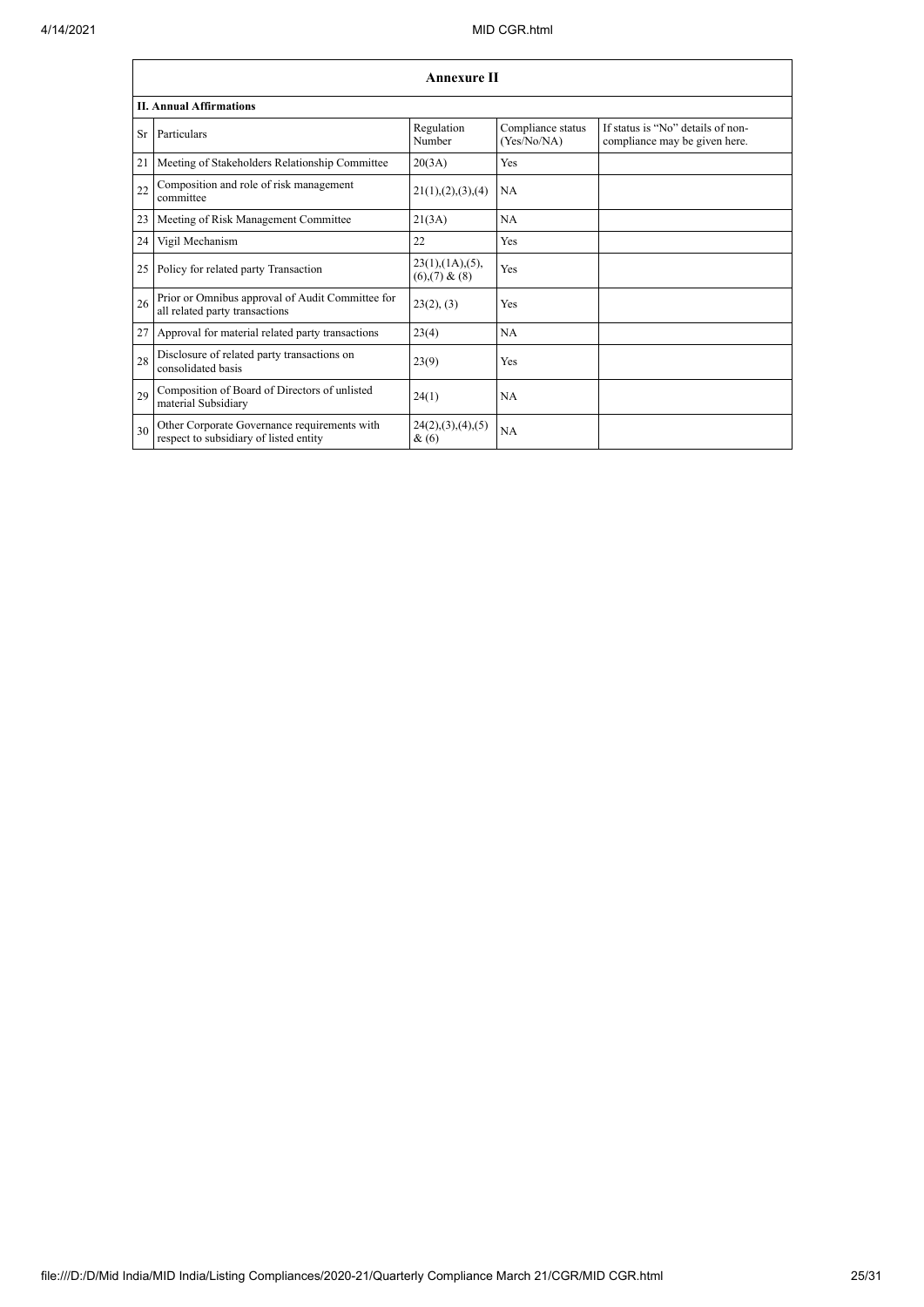## Annexure II

### II. Annual Affirmations

| Sr | Particulars | Regulation Number | Compliance status (Yes/No/NA) | If status is "No" details of non-compliance may be given here. |
|---|---|---|---|---|
| 21 | Meeting of Stakeholders Relationship Committee | 20(3A) | Yes | |
| 22 | Composition and role of risk management committee | 21(1),(2),(3),(4) | NA | |
| 23 | Meeting of Risk Management Committee | 21(3A) | NA | |
| 24 | Vigil Mechanism | 22 | Yes | |
| 25 | Policy for related party Transaction | 23(1),(1A),(5),(6),(7) & (8) | Yes | |
| 26 | Prior or Omnibus approval of Audit Committee for all related party transactions | 23(2), (3) | Yes | |
| 27 | Approval for material related party transactions | 23(4) | NA | |
| 28 | Disclosure of related party transactions on consolidated basis | 23(9) | Yes | |
| 29 | Composition of Board of Directors of unlisted material Subsidiary | 24(1) | NA | |
| 30 | Other Corporate Governance requirements with respect to subsidiary of listed entity | 24(2),(3),(4),(5) & (6) | NA | |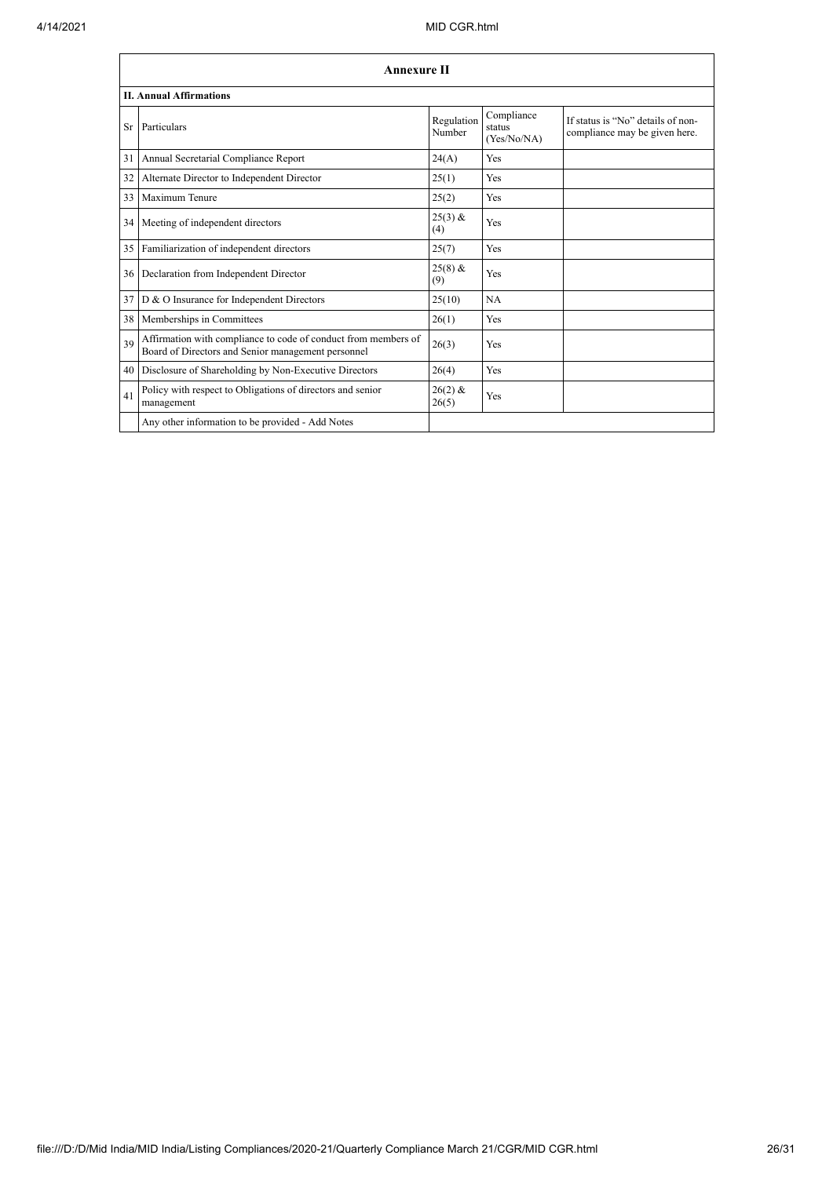## Annexure II

### II. Annual Affirmations

| Sr | Particulars | Regulation Number | Compliance status (Yes/No/NA) | If status is "No" details of non-compliance may be given here. |
|---|---|---|---|---|
| 31 | Annual Secretarial Compliance Report | 24(A) | Yes | |
| 32 | Alternate Director to Independent Director | 25(1) | Yes | |
| 33 | Maximum Tenure | 25(2) | Yes | |
| 34 | Meeting of independent directors | 25(3) & (4) | Yes | |
| 35 | Familiarization of independent directors | 25(7) | Yes | |
| 36 | Declaration from Independent Director | 25(8) & (9) | Yes | |
| 37 | D & O Insurance for Independent Directors | 25(10) | NA | |
| 38 | Memberships in Committees | 26(1) | Yes | |
| 39 | Affirmation with compliance to code of conduct from members of Board of Directors and Senior management personnel | 26(3) | Yes | |
| 40 | Disclosure of Shareholding by Non-Executive Directors | 26(4) | Yes | |
| 41 | Policy with respect to Obligations of directors and senior management | 26(2) & 26(5) | Yes | |
| | Any other information to be provided - Add Notes | | | |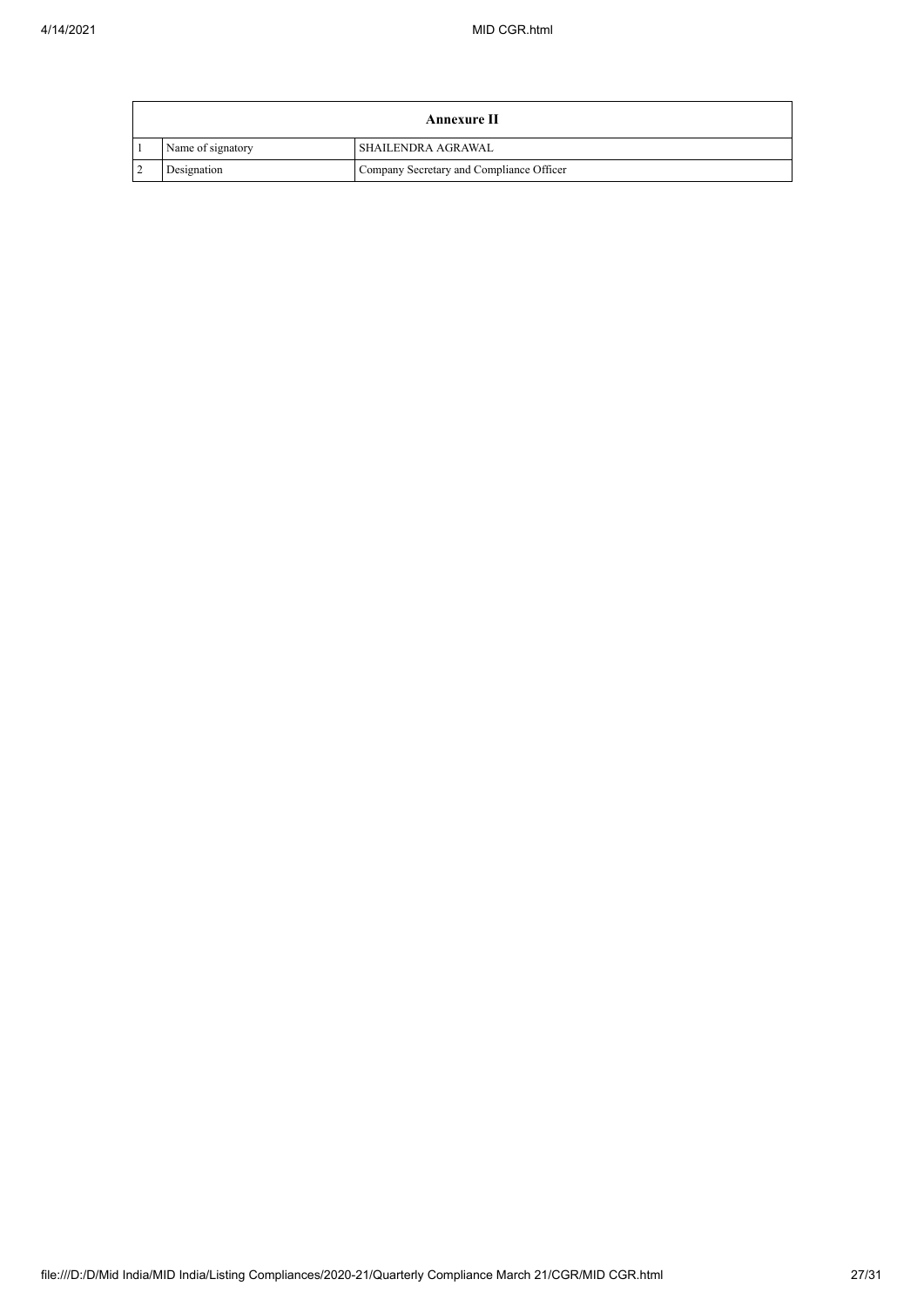| Annexure II | | |
|---|---|---|
| 1 | Name of signatory | SHAILENDRA AGRAWAL |
| 2 | Designation | Company Secretary and Compliance Officer |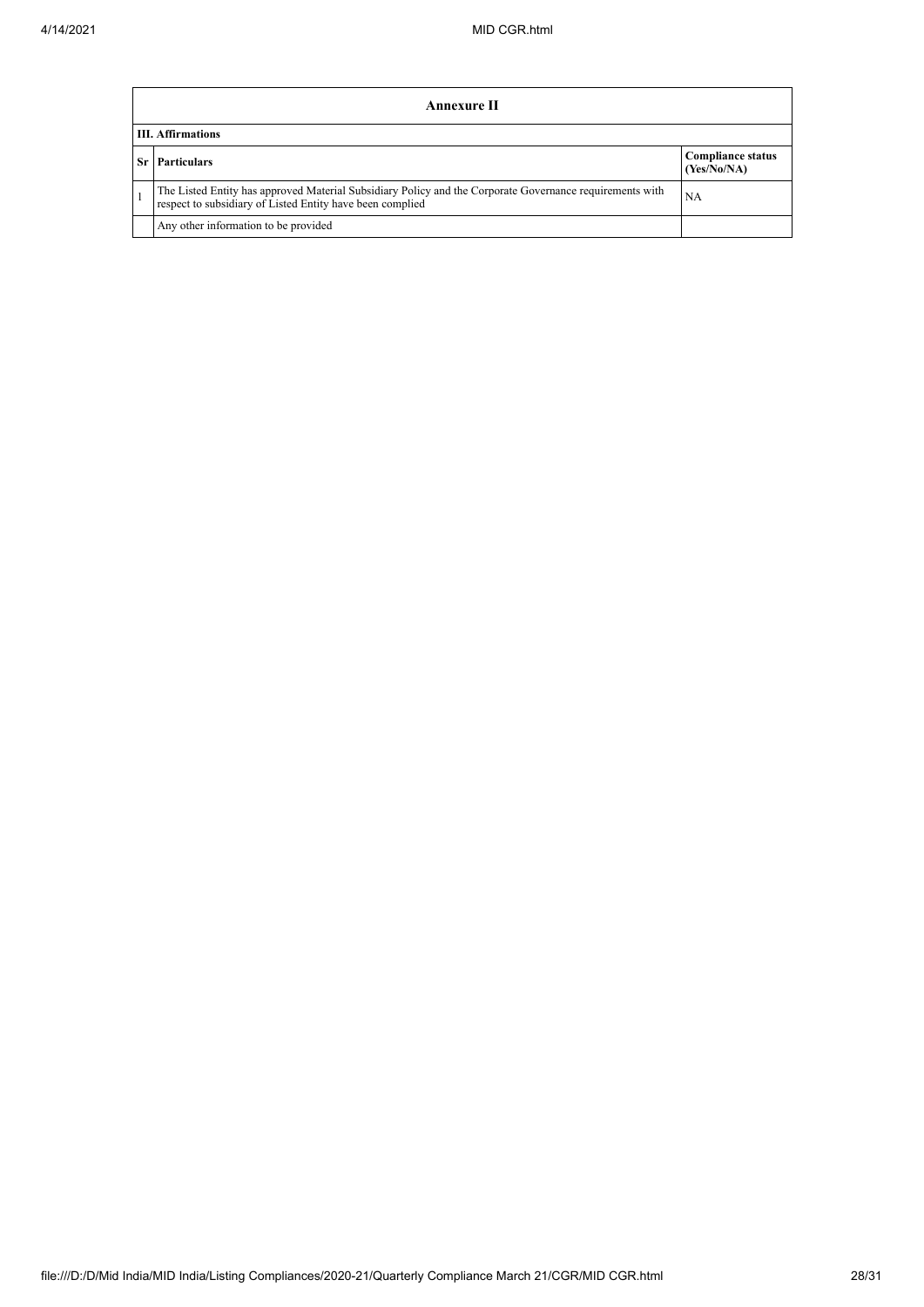| Annexure II | | |
| --- | --- | --- |
| **III. Affirmations** | | |
| **Sr** | **Particulars** | **Compliance status (Yes/No/NA)** |
| 1 | The Listed Entity has approved Material Subsidiary Policy and the Corporate Governance requirements with respect to subsidiary of Listed Entity have been complied | NA |
| | Any other information to be provided | |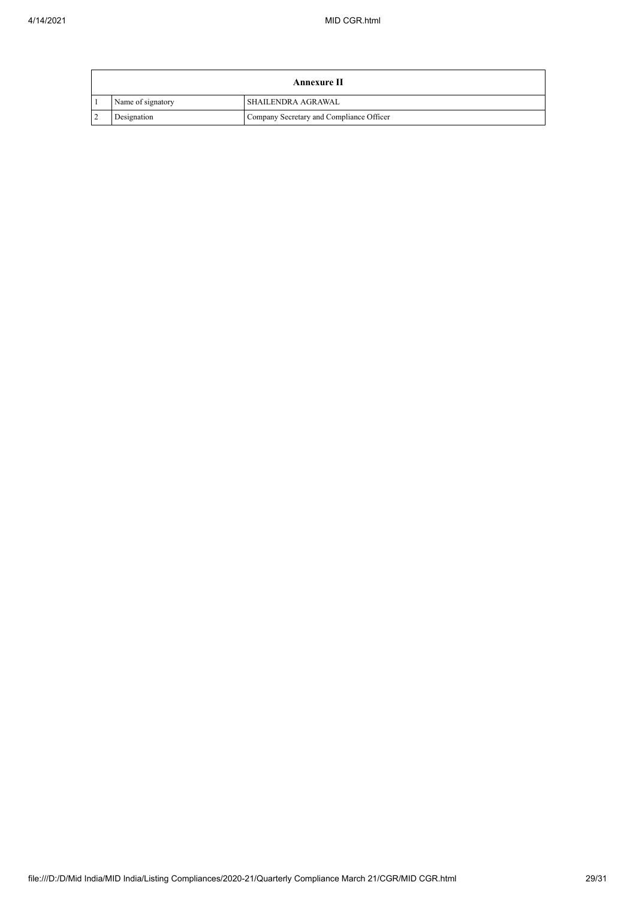| Annexure II | | |
|---|---|---|
| 1 | Name of signatory | SHAILENDRA AGRAWAL |
| 2 | Designation | Company Secretary and Compliance Officer |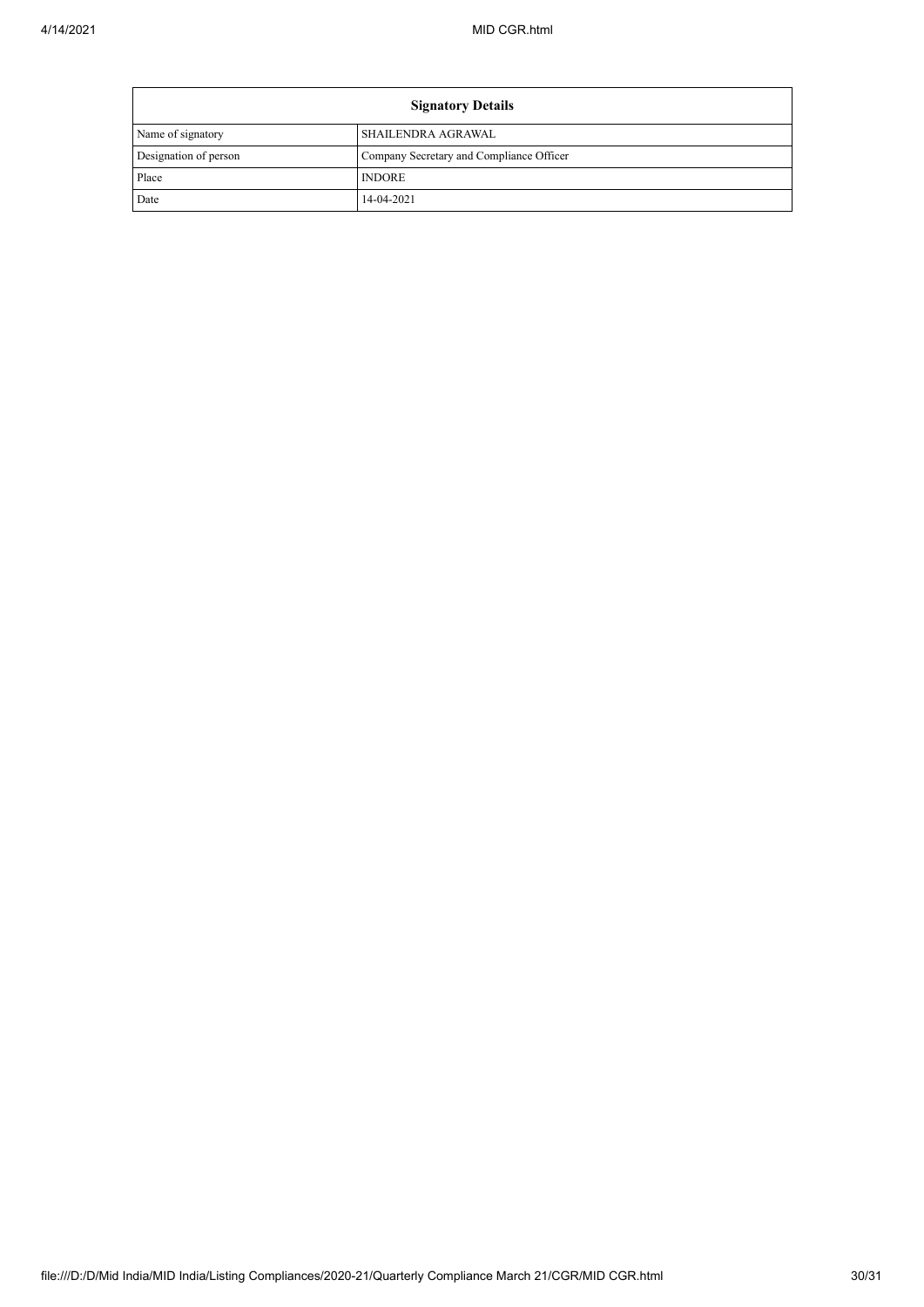| Signatory Details | |
| --- | --- |
| Name of signatory | SHAILENDRA AGRAWAL |
| Designation of person | Company Secretary and Compliance Officer |
| Place | INDORE |
| Date | 14-04-2021 |